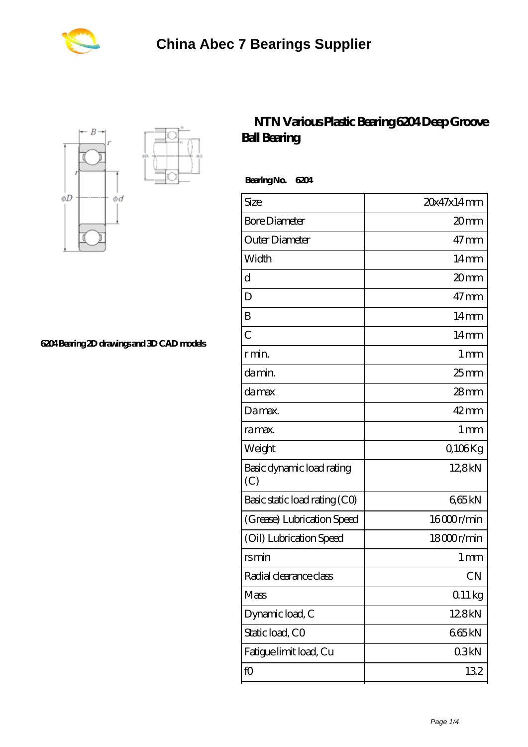# China Abec 7 Bearings Supplier

6204 Bearing 2D drawings and 3D CAD models

## NTN Various Plastic Bearing 6204 Deep Groove Ball Bearing

**Bearing No. 6204**

| Size | 20x47x14 mm |
|---|---|
| Bore Diameter | 20 mm |
| Outer Diameter | 47 mm |
| Width | 14 mm |
| d | 20 mm |
| D | 47 mm |
| B | 14 mm |
| C | 14 mm |
| r min. | 1 mm |
| da min. | 25 mm |
| da max | 28 mm |
| Da max. | 42 mm |
| ra max. | 1 mm |
| Weight | 0,106 Kg |
| Basic dynamic load rating (C) | 12,8 kN |
| Basic static load rating (C0) | 6,65 kN |
| (Grease) Lubrication Speed | 16 000 r/min |
| (Oil) Lubrication Speed | 18 000 r/min |
| rs min | 1 mm |
| Radial clearance class | CN |
| Mass | 0.11 kg |
| Dynamic load, C | 12.8 kN |
| Static load, C0 | 6.65 kN |
| Fatigue limit load, Cu | 0.3 kN |
| f0 | 13.2 |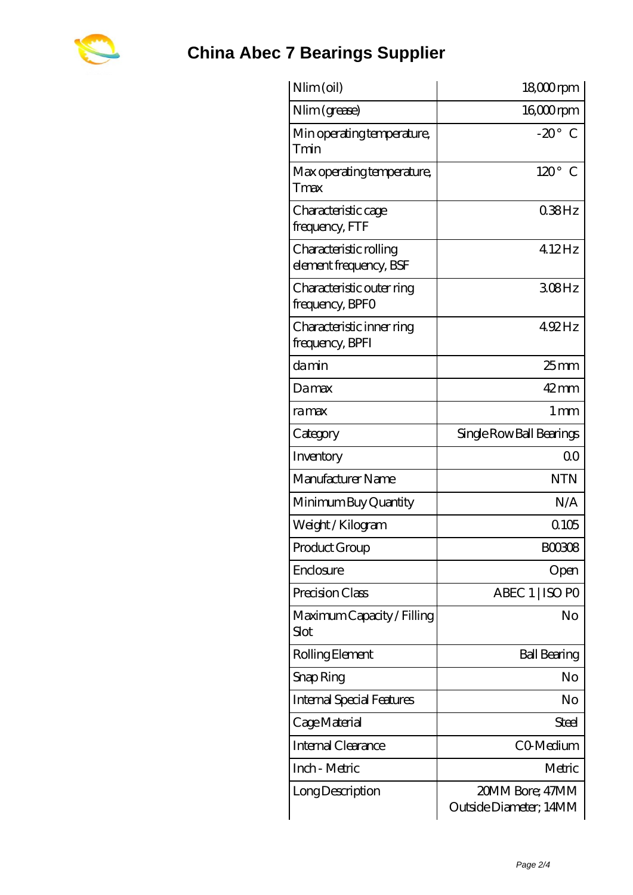| Nlim (oil) | 18,000 rpm |
|---|---|
| Nlim (grease) | 16,000 rpm |
| Min operating temperature, Tmin | -20 ° C |
| Max operating temperature, Tmax | 120 ° C |
| Characteristic cage frequency, FTF | 0.38 Hz |
| Characteristic rolling element frequency, BSF | 4.12 Hz |
| Characteristic outer ring frequency, BPFO | 3.08 Hz |
| Characteristic inner ring frequency, BPFI | 4.92 Hz |
| da min | 25 mm |
| Da max | 42 mm |
| ra max | 1 mm |
| Category | Single Row Ball Bearings |
| Inventory | 0.0 |
| Manufacturer Name | NTN |
| Minimum Buy Quantity | N/A |
| Weight / Kilogram | 0.105 |
| Product Group | B00308 |
| Enclosure | Open |
| Precision Class | ABEC 1 \| ISO P0 |
| Maximum Capacity / Filling Slot | No |
| Rolling Element | Ball Bearing |
| Snap Ring | No |
| Internal Special Features | No |
| Cage Material | Steel |
| Internal Clearance | C0-Medium |
| Inch - Metric | Metric |
| Long Description | 20MM Bore; 47MM Outside Diameter; 14MM |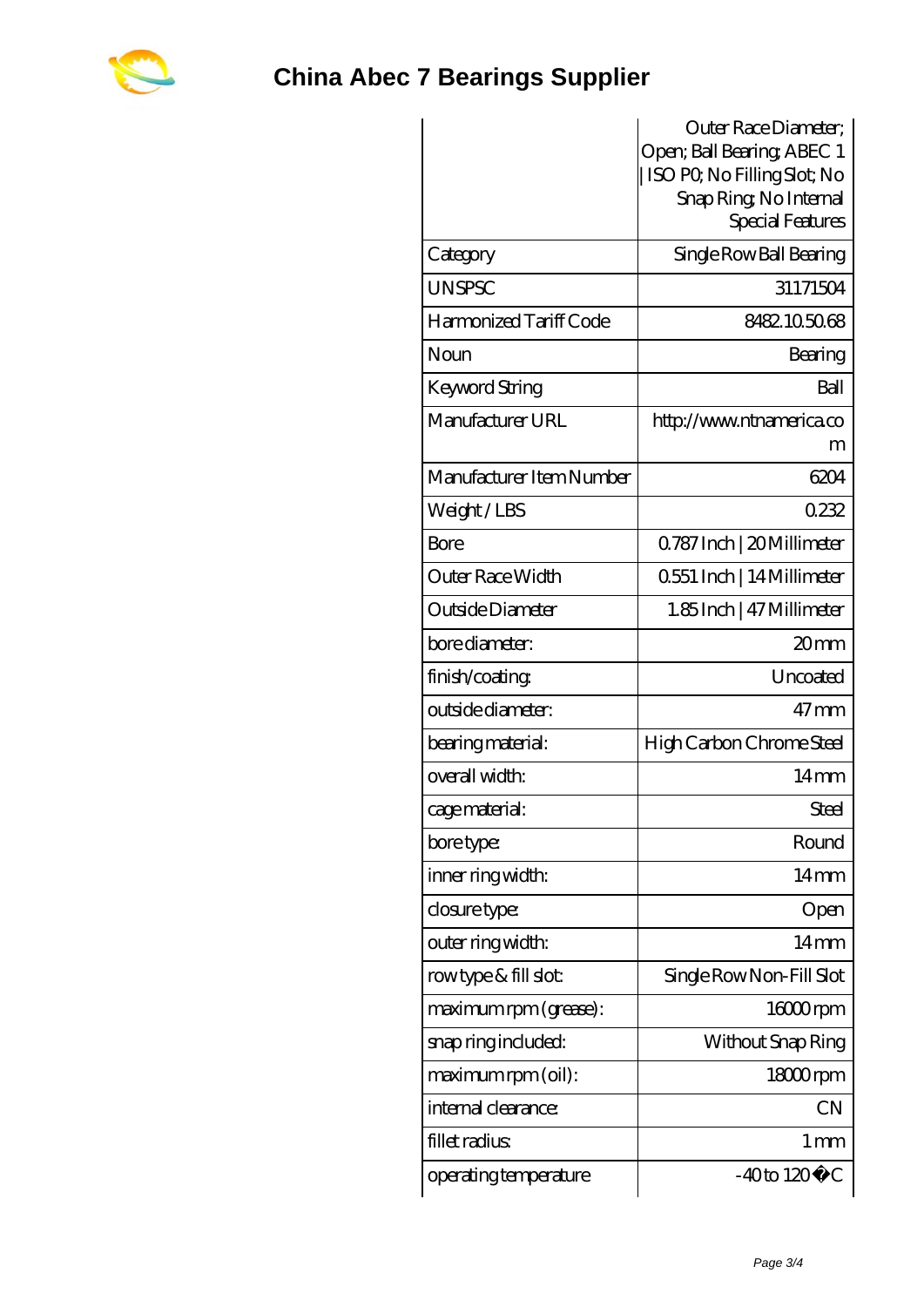# China Abec 7 Bearings Supplier

| | Outer Race Diameter; Open; Ball Bearing; ABEC 1 \| ISO P0; No Filling Slot; No Snap Ring; No Internal Special Features |
|---|---|
| Category | Single Row Ball Bearing |
| UNSPSC | 31171504 |
| Harmonized Tariff Code | 8482.10.50.68 |
| Noun | Bearing |
| Keyword String | Ball |
| Manufacturer URL | http://www.ntnamerica.com |
| Manufacturer Item Number | 6204 |
| Weight / LBS | 0.232 |
| Bore | 0.787 Inch \| 20 Millimeter |
| Outer Race Width | 0.551 Inch \| 14 Millimeter |
| Outside Diameter | 1.85 Inch \| 47 Millimeter |
| bore diameter: | 20 mm |
| finish/coating: | Uncoated |
| outside diameter: | 47 mm |
| bearing material: | High Carbon Chrome Steel |
| overall width: | 14 mm |
| cage material: | Steel |
| bore type: | Round |
| inner ring width: | 14 mm |
| closure type: | Open |
| outer ring width: | 14 mm |
| row type & fill slot: | Single Row Non-Fill Slot |
| maximum rpm (grease): | 16000 rpm |
| snap ring included: | Without Snap Ring |
| maximum rpm (oil): | 18000 rpm |
| internal clearance: | CN |
| fillet radius: | 1 mm |
| operating temperature | -40 to 120 �C |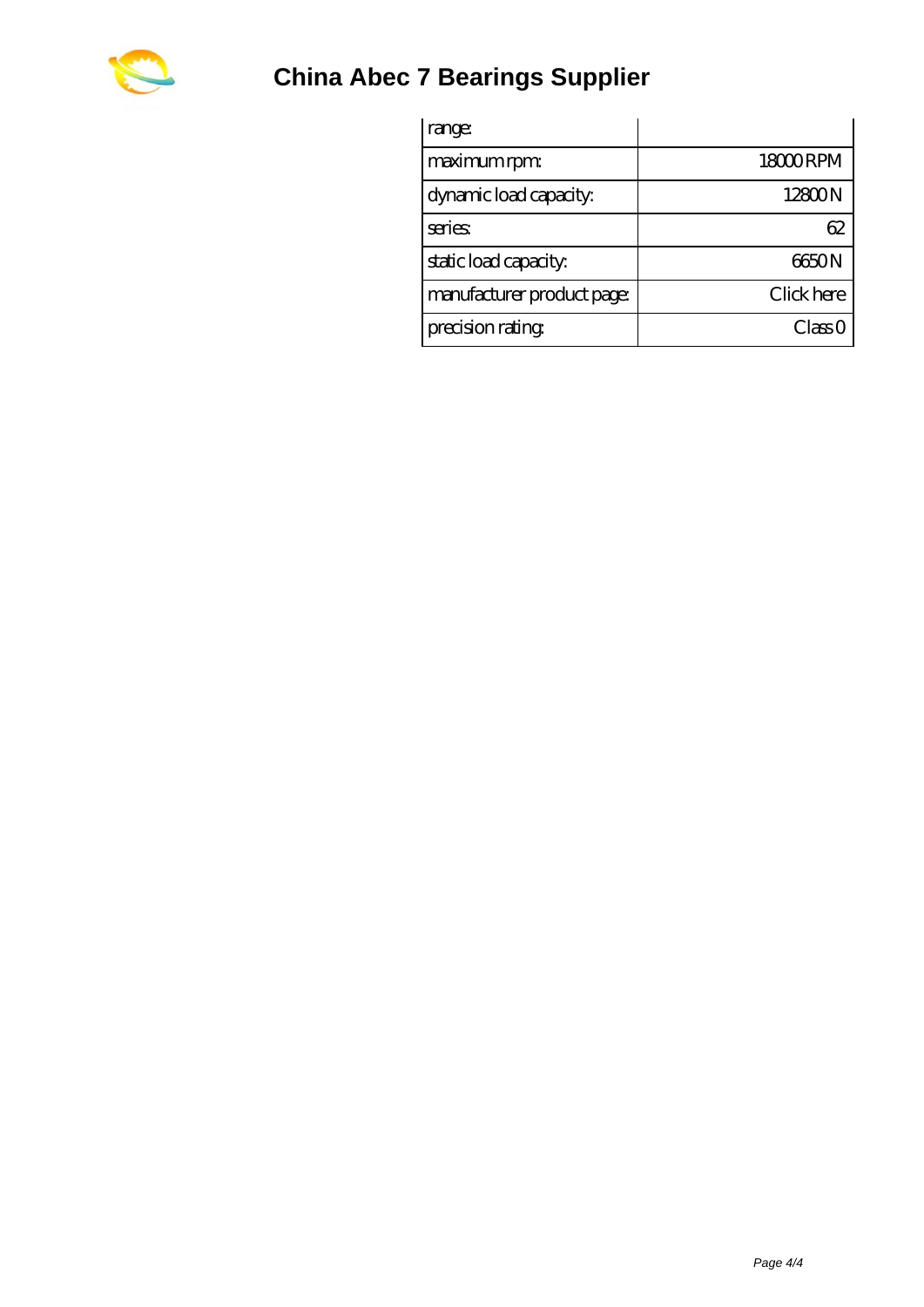| | |
|---|---|
| range: | |
| maximum rpm: | 18000 RPM |
| dynamic load capacity: | 12800 N |
| series: | 62 |
| static load capacity: | 6650 N |
| manufacturer product page: | Click here |
| precision rating: | Class 0 |